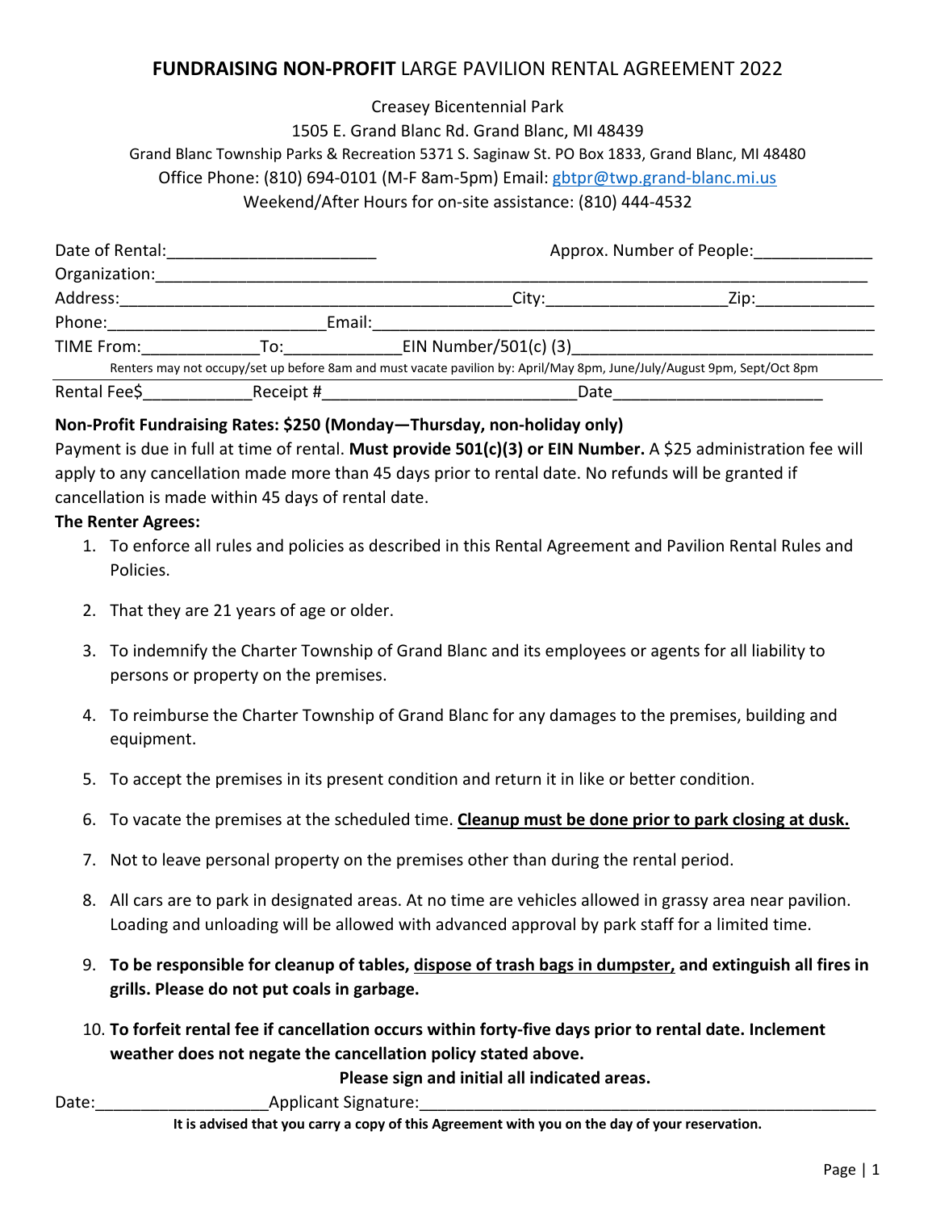# **FUNDRAISING NON-PROFIT** LARGE PAVILION RENTAL AGREEMENT 2022

Creasey Bicentennial Park
1505 E. Grand Blanc Rd. Grand Blanc, MI 48439
Grand Blanc Township Parks & Recreation 5371 S. Saginaw St. PO Box 1833, Grand Blanc, MI 48480
Office Phone: (810) 694-0101 (M-F 8am-5pm) Email: gbtpr@twp.grand-blanc.mi.us
Weekend/After Hours for on-site assistance: (810) 444-4532

Date of Rental:______________________ Approx. Number of People:____________

Organization:___________________________________________________________________________

Address:_________________________________________City:__________________Zip:____________

Phone:______________________Email:_____________________________________________________

TIME From:____________To:____________EIN Number/501(c) (3)______________________________

Renters may not occupy/set up before 8am and must vacate pavilion by: April/May 8pm, June/July/August 9pm, Sept/Oct 8pm

Rental Fee$___________Receipt #__________________________Date______________________

**Non-Profit Fundraising Rates: $250 (Monday—Thursday, non-holiday only)**

Payment is due in full at time of rental. **Must provide 501(c)(3) or EIN Number.** A $25 administration fee will apply to any cancellation made more than 45 days prior to rental date. No refunds will be granted if cancellation is made within 45 days of rental date.

**The Renter Agrees:**

1. To enforce all rules and policies as described in this Rental Agreement and Pavilion Rental Rules and Policies.
2. That they are 21 years of age or older.
3. To indemnify the Charter Township of Grand Blanc and its employees or agents for all liability to persons or property on the premises.
4. To reimburse the Charter Township of Grand Blanc for any damages to the premises, building and equipment.
5. To accept the premises in its present condition and return it in like or better condition.
6. To vacate the premises at the scheduled time. **Cleanup must be done prior to park closing at dusk.**
7. Not to leave personal property on the premises other than during the rental period.
8. All cars are to park in designated areas. At no time are vehicles allowed in grassy area near pavilion. Loading and unloading will be allowed with advanced approval by park staff for a limited time.
9. **To be responsible for cleanup of tables, dispose of trash bags in dumpster, and extinguish all fires in grills. Please do not put coals in garbage.**
10. **To forfeit rental fee if cancellation occurs within forty-five days prior to rental date. Inclement weather does not negate the cancellation policy stated above.**

**Please sign and initial all indicated areas.**

Date:_________________Applicant Signature:_______________________________________________

**It is advised that you carry a copy of this Agreement with you on the day of your reservation.**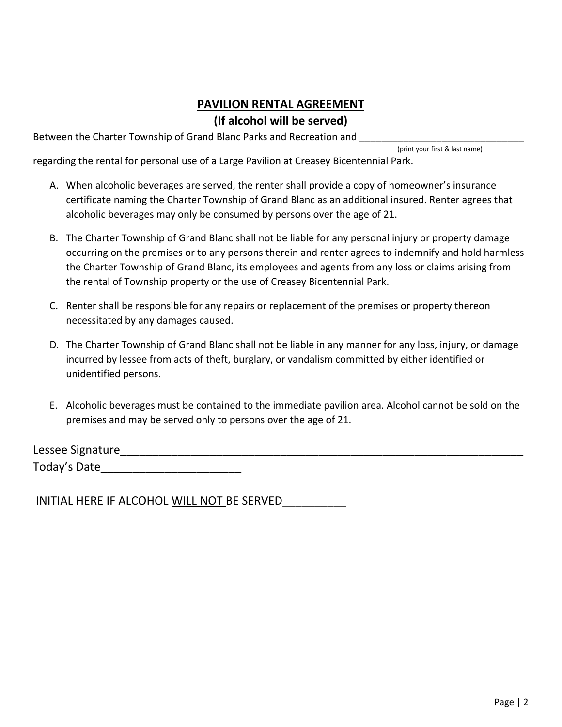## PAVILION RENTAL AGREEMENT

## (If alcohol will be served)

Between the Charter Township of Grand Blanc Parks and Recreation and ______________________________
(print your first & last name)

regarding the rental for personal use of a Large Pavilion at Creasey Bicentennial Park.

A. When alcoholic beverages are served, the renter shall provide a copy of homeowner's insurance certificate naming the Charter Township of Grand Blanc as an additional insured. Renter agrees that alcoholic beverages may only be consumed by persons over the age of 21.

B. The Charter Township of Grand Blanc shall not be liable for any personal injury or property damage occurring on the premises or to any persons therein and renter agrees to indemnify and hold harmless the Charter Township of Grand Blanc, its employees and agents from any loss or claims arising from the rental of Township property or the use of Creasey Bicentennial Park.

C. Renter shall be responsible for any repairs or replacement of the premises or property thereon necessitated by any damages caused.

D. The Charter Township of Grand Blanc shall not be liable in any manner for any loss, injury, or damage incurred by lessee from acts of theft, burglary, or vandalism committed by either identified or unidentified persons.

E. Alcoholic beverages must be contained to the immediate pavilion area. Alcohol cannot be sold on the premises and may be served only to persons over the age of 21.

Lessee Signature______________________________________________________________________

Today's Date______________________

INITIAL HERE IF ALCOHOL WILL NOT BE SERVED__________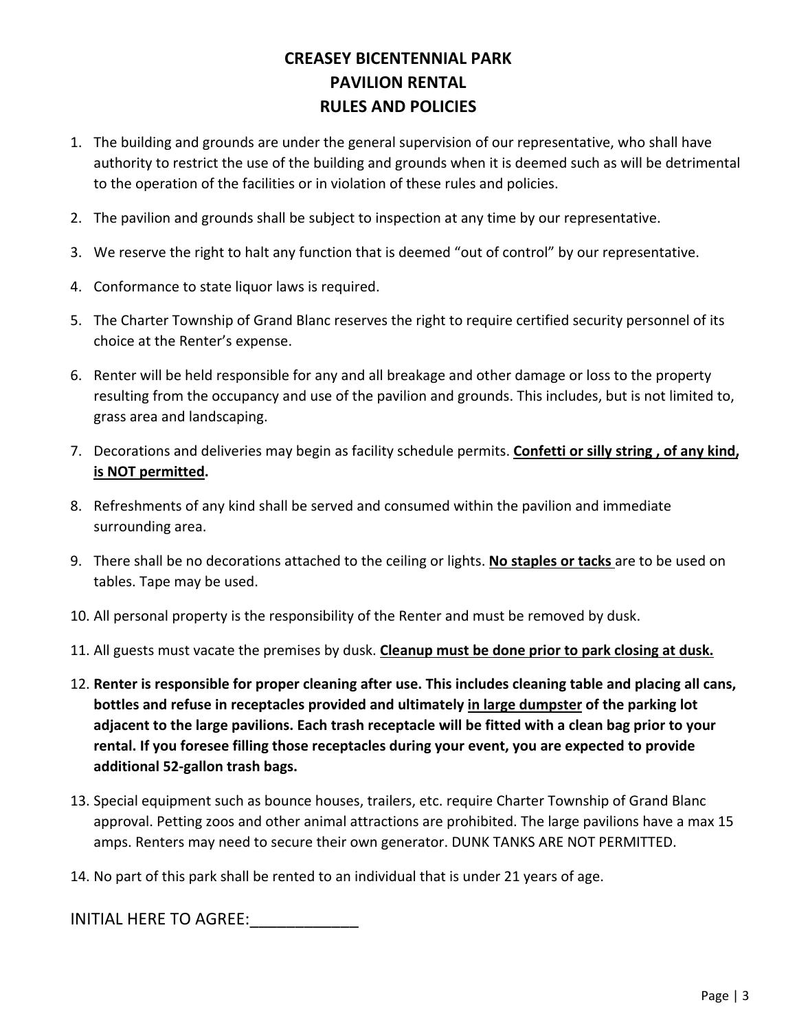# CREASEY BICENTENNIAL PARK
# PAVILION RENTAL
# RULES AND POLICIES

1. The building and grounds are under the general supervision of our representative, who shall have authority to restrict the use of the building and grounds when it is deemed such as will be detrimental to the operation of the facilities or in violation of these rules and policies.

2. The pavilion and grounds shall be subject to inspection at any time by our representative.

3. We reserve the right to halt any function that is deemed "out of control" by our representative.

4. Conformance to state liquor laws is required.

5. The Charter Township of Grand Blanc reserves the right to require certified security personnel of its choice at the Renter's expense.

6. Renter will be held responsible for any and all breakage and other damage or loss to the property resulting from the occupancy and use of the pavilion and grounds. This includes, but is not limited to, grass area and landscaping.

7. Decorations and deliveries may begin as facility schedule permits. **Confetti or silly string , of any kind, is NOT permitted.**

8. Refreshments of any kind shall be served and consumed within the pavilion and immediate surrounding area.

9. There shall be no decorations attached to the ceiling or lights. **No staples or tacks** are to be used on tables. Tape may be used.

10. All personal property is the responsibility of the Renter and must be removed by dusk.

11. All guests must vacate the premises by dusk. **Cleanup must be done prior to park closing at dusk.**

12. **Renter is responsible for proper cleaning after use. This includes cleaning table and placing all cans, bottles and refuse in receptacles provided and ultimately in large dumpster of the parking lot adjacent to the large pavilions. Each trash receptacle will be fitted with a clean bag prior to your rental. If you foresee filling those receptacles during your event, you are expected to provide additional 52-gallon trash bags.**

13. Special equipment such as bounce houses, trailers, etc. require Charter Township of Grand Blanc approval. Petting zoos and other animal attractions are prohibited. The large pavilions have a max 15 amps. Renters may need to secure their own generator. DUNK TANKS ARE NOT PERMITTED.

14. No part of this park shall be rented to an individual that is under 21 years of age.

INITIAL HERE TO AGREE:____________